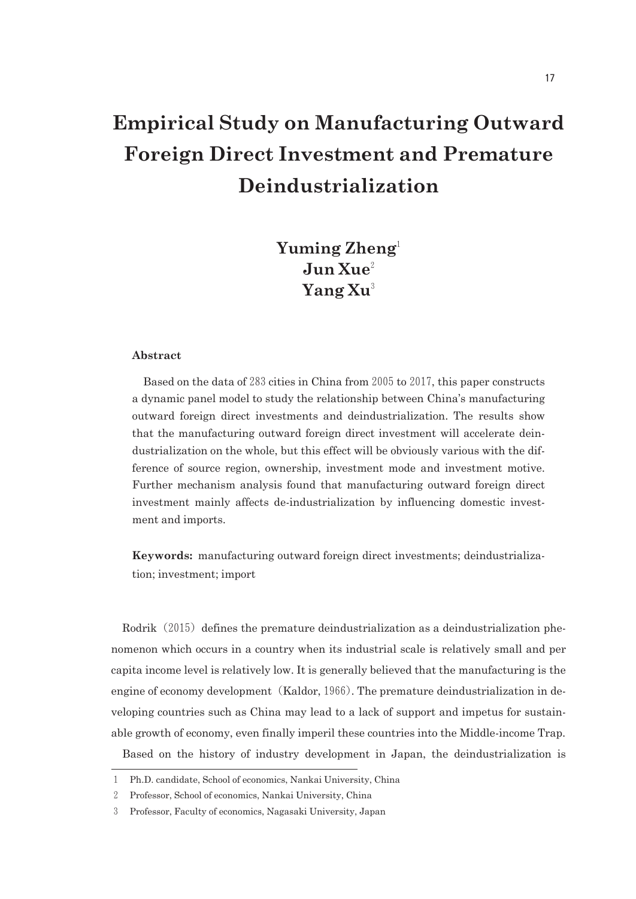# Empirical Study on Manufacturing Outward Foreign Direct Investment and Premature Deindustrialization

**Yuming Zheng**[1]
**Jun Xue**[2]
**Yang Xu**[3]

**Abstract**

Based on the data of 283 cities in China from 2005 to 2017, this paper constructs a dynamic panel model to study the relationship between China's manufacturing outward foreign direct investments and deindustrialization. The results show that the manufacturing outward foreign direct investment will accelerate deindustrialization on the whole, but this effect will be obviously various with the difference of source region, ownership, investment mode and investment motive. Further mechanism analysis found that manufacturing outward foreign direct investment mainly affects de-industrialization by influencing domestic investment and imports.

**Keywords:** manufacturing outward foreign direct investments; deindustrialization; investment; import

Rodrik（2015）defines the premature deindustrialization as a deindustrialization phenomenon which occurs in a country when its industrial scale is relatively small and per capita income level is relatively low. It is generally believed that the manufacturing is the engine of economy development（Kaldor, 1966）. The premature deindustrialization in developing countries such as China may lead to a lack of support and impetus for sustainable growth of economy, even finally imperil these countries into the Middle-income Trap.

Based on the history of industry development in Japan, the deindustrialization is

---

1 Ph.D. candidate, School of economics, Nankai University, China

2 Professor, School of economics, Nankai University, China

3 Professor, Faculty of economics, Nagasaki University, Japan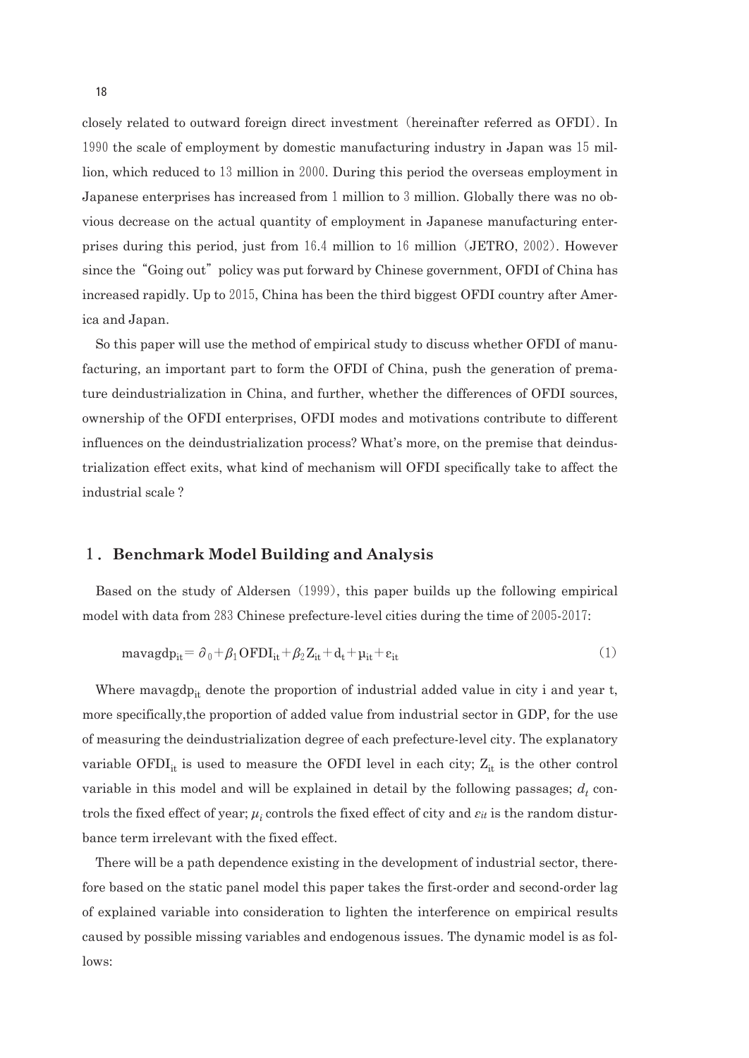closely related to outward foreign direct investment（hereinafter referred as OFDI）. In 1990 the scale of employment by domestic manufacturing industry in Japan was 15 million, which reduced to 13 million in 2000. During this period the overseas employment in Japanese enterprises has increased from 1 million to 3 million. Globally there was no obvious decrease on the actual quantity of employment in Japanese manufacturing enterprises during this period, just from 16.4 million to 16 million（**JETRO**, 2002）. However since the "Going out" policy was put forward by Chinese government, OFDI of China has increased rapidly. Up to 2015, China has been the third biggest OFDI country after America and Japan.

So this paper will use the method of empirical study to discuss whether OFDI of manufacturing, an important part to form the OFDI of China, push the generation of premature deindustrialization in China, and further, whether the differences of OFDI sources, ownership of the OFDI enterprises, OFDI modes and motivations contribute to different influences on the deindustrialization process? What's more, on the premise that deindustrialization effect exits, what kind of mechanism will OFDI specifically take to affect the industrial scale ?

## 1. Benchmark Model Building and Analysis

Based on the study of Aldersen（1999）, this paper builds up the following empirical model with data from 283 Chinese prefecture-level cities during the time of 2005-2017:

$$\mathrm{mavagdp}_{it} = \partial_0 + \beta_1 \mathrm{OFDI}_{it} + \beta_2 \mathrm{Z}_{it} + \mathrm{d}_t + \mu_{it} + \varepsilon_{it} \tag{1}$$

Where $\mathrm{mavagdp}_{it}$ denote the proportion of industrial added value in city i and year t, more specifically,the proportion of added value from industrial sector in GDP, for the use of measuring the deindustrialization degree of each prefecture-level city. The explanatory variable $\mathrm{OFDI}_{it}$ is used to measure the OFDI level in each city; $\mathrm{Z}_{it}$ is the other control variable in this model and will be explained in detail by the following passages; $d_t$ controls the fixed effect of year; $\mu_i$ controls the fixed effect of city and $\varepsilon_{it}$ is the random disturbance term irrelevant with the fixed effect.

There will be a path dependence existing in the development of industrial sector, therefore based on the static panel model this paper takes the first-order and second-order lag of explained variable into consideration to lighten the interference on empirical results caused by possible missing variables and endogenous issues. The dynamic model is as follows: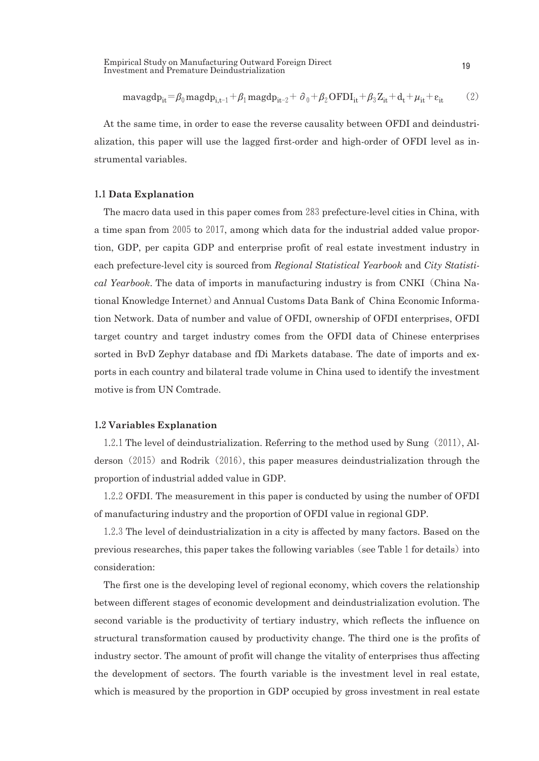$$\mathrm{mavagdp_{it}} = \beta_0 \,\mathrm{magdp_{i,t-1}} + \beta_1 \,\mathrm{magdp_{it-2}} + \partial_0 + \beta_2 \mathrm{OFDI_{it}} + \beta_3 \mathrm{Z_{it}} + \mathrm{d_t} + \mu_{it} + \varepsilon_{it} \qquad (2)$$

At the same time, in order to ease the reverse causality between OFDI and deindustrialization, this paper will use the lagged first-order and high-order of OFDI level as instrumental variables.

### 1.1 Data Explanation

The macro data used in this paper comes from 283 prefecture-level cities in China, with a time span from 2005 to 2017, among which data for the industrial added value proportion, GDP, per capita GDP and enterprise profit of real estate investment industry in each prefecture-level city is sourced from *Regional Statistical Yearbook* and *City Statistical Yearbook*. The data of imports in manufacturing industry is from CNKI (China National Knowledge Internet) and Annual Customs Data Bank of China Economic Information Network. Data of number and value of OFDI, ownership of OFDI enterprises, OFDI target country and target industry comes from the OFDI data of Chinese enterprises sorted in BvD Zephyr database and fDi Markets database. The date of imports and exports in each country and bilateral trade volume in China used to identify the investment motive is from UN Comtrade.

### 1.2 Variables Explanation

1.2.1 The level of deindustrialization. Referring to the method used by Sung (2011), Alderson (2015) and Rodrik (2016), this paper measures deindustrialization through the proportion of industrial added value in GDP.

1.2.2 OFDI. The measurement in this paper is conducted by using the number of OFDI of manufacturing industry and the proportion of OFDI value in regional GDP.

1.2.3 The level of deindustrialization in a city is affected by many factors. Based on the previous researches, this paper takes the following variables (see Table 1 for details) into consideration:

The first one is the developing level of regional economy, which covers the relationship between different stages of economic development and deindustrialization evolution. The second variable is the productivity of tertiary industry, which reflects the influence on structural transformation caused by productivity change. The third one is the profits of industry sector. The amount of profit will change the vitality of enterprises thus affecting the development of sectors. The fourth variable is the investment level in real estate, which is measured by the proportion in GDP occupied by gross investment in real estate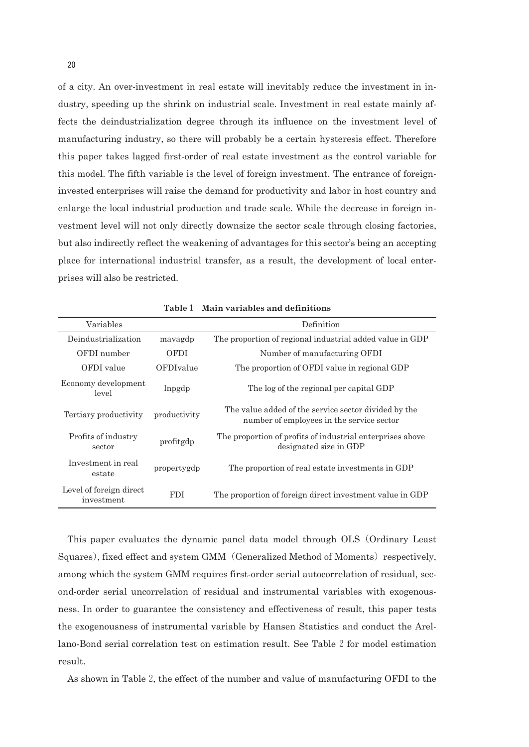of a city. An over-investment in real estate will inevitably reduce the investment in industry, speeding up the shrink on industrial scale. Investment in real estate mainly affects the deindustrialization degree through its influence on the investment level of manufacturing industry, so there will probably be a certain hysteresis effect. Therefore this paper takes lagged first-order of real estate investment as the control variable for this model. The fifth variable is the level of foreign investment. The entrance of foreign-invested enterprises will raise the demand for productivity and labor in host country and enlarge the local industrial production and trade scale. While the decrease in foreign investment level will not only directly downsize the sector scale through closing factories, but also indirectly reflect the weakening of advantages for this sector's being an accepting place for international industrial transfer, as a result, the development of local enterprises will also be restricted.

**Table 1 Main variables and definitions**

| Variables | | Definition |
|---|---|---|
| Deindustrialization | mavagdp | The proportion of regional industrial added value in GDP |
| OFDI number | OFDI | Number of manufacturing OFDI |
| OFDI value | OFDIvalue | The proportion of OFDI value in regional GDP |
| Economy development level | lnpgdp | The log of the regional per capital GDP |
| Tertiary productivity | productivity | The value added of the service sector divided by the number of employees in the service sector |
| Profits of industry sector | profitgdp | The proportion of profits of industrial enterprises above designated size in GDP |
| Investment in real estate | propertygdp | The proportion of real estate investments in GDP |
| Level of foreign direct investment | FDI | The proportion of foreign direct investment value in GDP |

This paper evaluates the dynamic panel data model through OLS (Ordinary Least Squares), fixed effect and system GMM (Generalized Method of Moments) respectively, among which the system GMM requires first-order serial autocorrelation of residual, second-order serial uncorrelation of residual and instrumental variables with exogenousness. In order to guarantee the consistency and effectiveness of result, this paper tests the exogenousness of instrumental variable by Hansen Statistics and conduct the Arellano-Bond serial correlation test on estimation result. See Table 2 for model estimation result.

As shown in Table 2, the effect of the number and value of manufacturing OFDI to the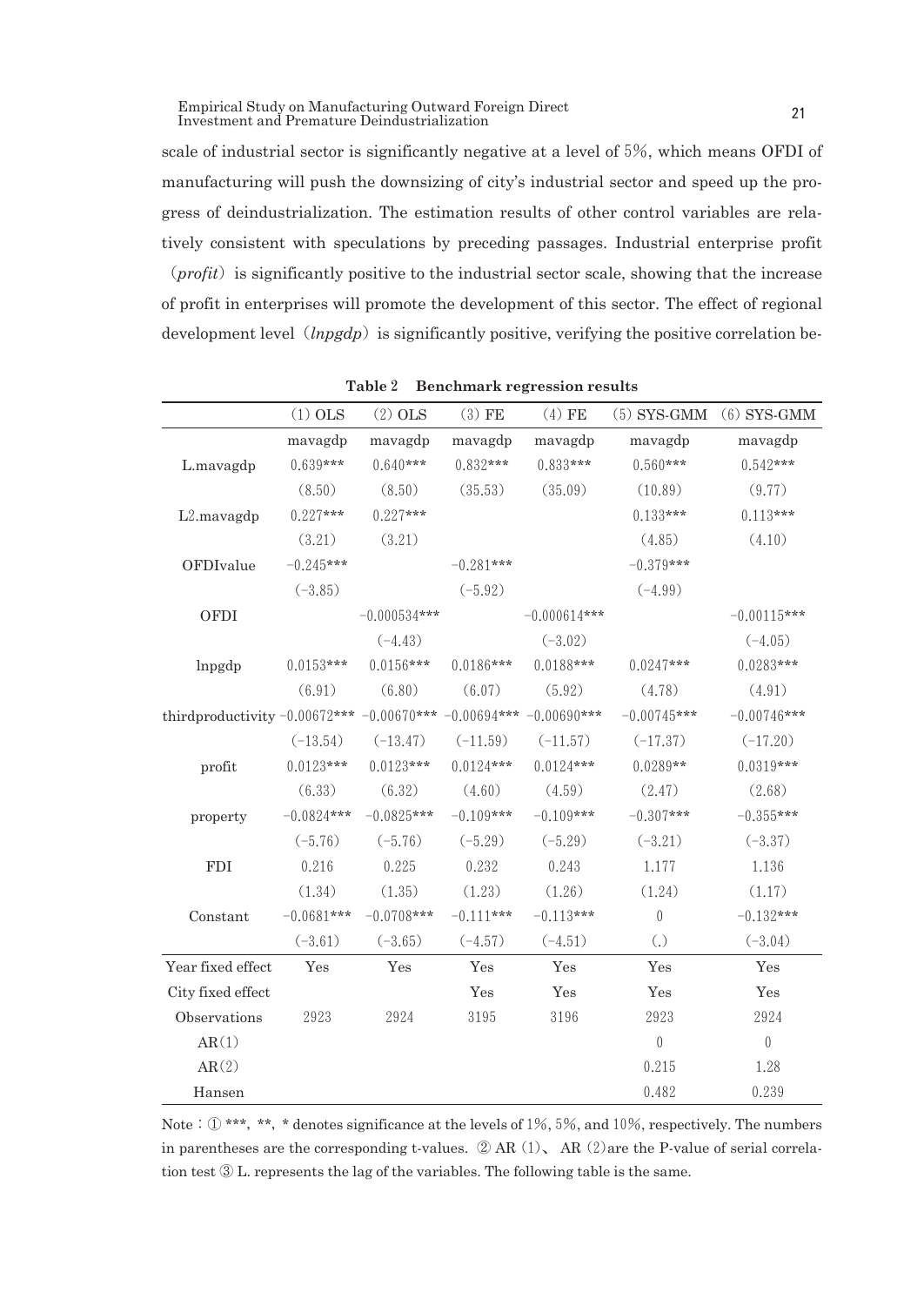scale of industrial sector is significantly negative at a level of 5%, which means OFDI of manufacturing will push the downsizing of city's industrial sector and speed up the progress of deindustrialization. The estimation results of other control variables are relatively consistent with speculations by preceding passages. Industrial enterprise profit (*profit*) is significantly positive to the industrial sector scale, showing that the increase of profit in enterprises will promote the development of this sector. The effect of regional development level (*lnpgdp*) is significantly positive, verifying the positive correlation be-

**Table 2　Benchmark regression results**

| | (1) OLS | (2) OLS | (3) FE | (4) FE | (5) SYS-GMM | (6) SYS-GMM |
|---|---|---|---|---|---|---|
| | mavagdp | mavagdp | mavagdp | mavagdp | mavagdp | mavagdp |
| L.mavagdp | 0.639*** | 0.640*** | 0.832*** | 0.833*** | 0.560*** | 0.542*** |
| | (8.50) | (8.50) | (35.53) | (35.09) | (10.89) | (9.77) |
| L2.mavagdp | 0.227*** | 0.227*** | | | 0.133*** | 0.113*** |
| | (3.21) | (3.21) | | | (4.85) | (4.10) |
| OFDIvalue | −0.245*** | | −0.281*** | | −0.379*** | |
| | (−3.85) | | (−5.92) | | (−4.99) | |
| OFDI | | −0.000534*** | | −0.000614*** | | −0.00115*** |
| | | (−4.43) | | (−3.02) | | (−4.05) |
| lnpgdp | 0.0153*** | 0.0156*** | 0.0186*** | 0.0188*** | 0.0247*** | 0.0283*** |
| | (6.91) | (6.80) | (6.07) | (5.92) | (4.78) | (4.91) |
| thirdproductivity | −0.00672*** | −0.00670*** | −0.00694*** | −0.00690*** | −0.00745*** | −0.00746*** |
| | (−13.54) | (−13.47) | (−11.59) | (−11.57) | (−17.37) | (−17.20) |
| profit | 0.0123*** | 0.0123*** | 0.0124*** | 0.0124*** | 0.0289** | 0.0319*** |
| | (6.33) | (6.32) | (4.60) | (4.59) | (2.47) | (2.68) |
| property | −0.0824*** | −0.0825*** | −0.109*** | −0.109*** | −0.307*** | −0.355*** |
| | (−5.76) | (−5.76) | (−5.29) | (−5.29) | (−3.21) | (−3.37) |
| FDI | 0.216 | 0.225 | 0.232 | 0.243 | 1.177 | 1.136 |
| | (1.34) | (1.35) | (1.23) | (1.26) | (1.24) | (1.17) |
| Constant | −0.0681*** | −0.0708*** | −0.111*** | −0.113*** | 0 | −0.132*** |
| | (−3.61) | (−3.65) | (−4.57) | (−4.51) | (.) | (−3.04) |
| Year fixed effect | Yes | Yes | Yes | Yes | Yes | Yes |
| City fixed effect | | | Yes | Yes | Yes | Yes |
| Observations | 2923 | 2924 | 3195 | 3196 | 2923 | 2924 |
| AR(1) | | | | | 0 | 0 |
| AR(2) | | | | | 0.215 | 1.28 |
| Hansen | | | | | 0.482 | 0.239 |

Note：① ***, **, * denotes significance at the levels of 1%, 5%, and 10%, respectively. The numbers in parentheses are the corresponding t-values. ② AR (1)、 AR (2) are the P-value of serial correlation test ③ L. represents the lag of the variables. The following table is the same.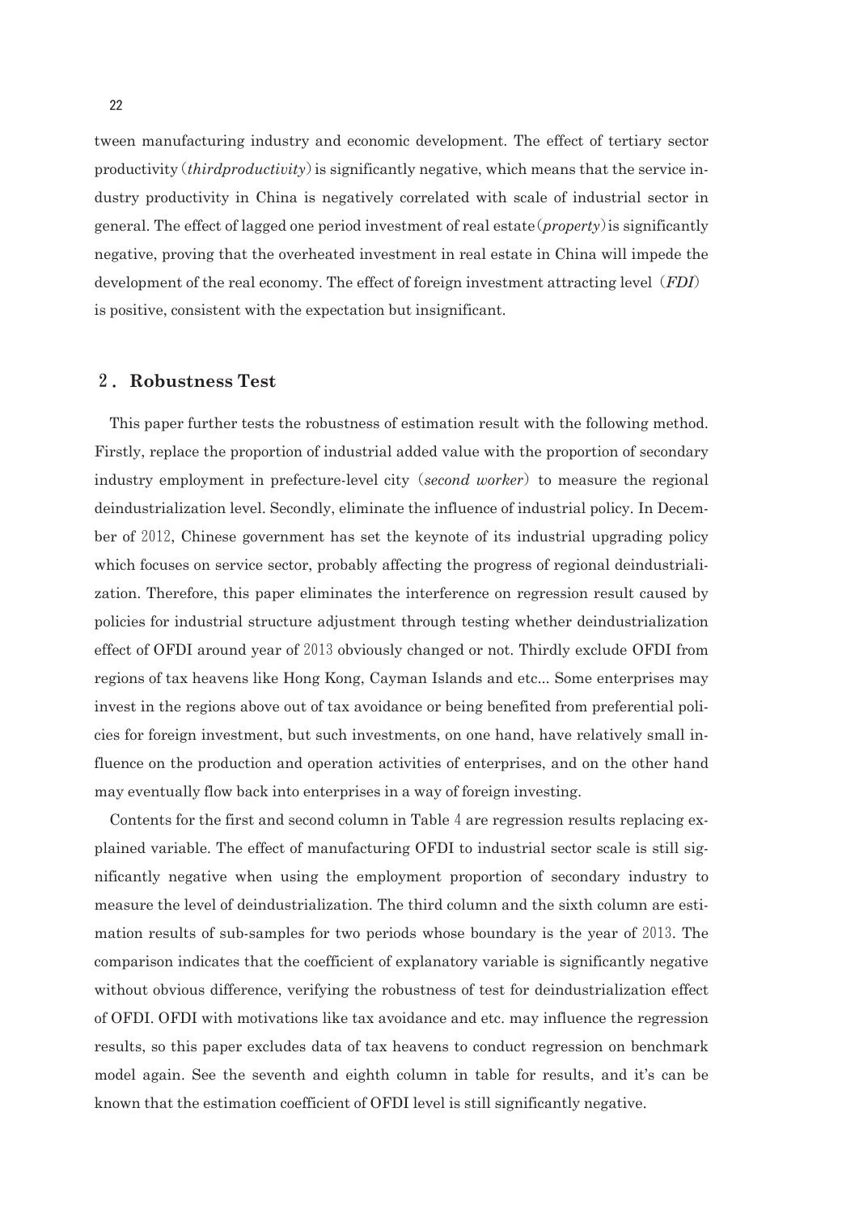tween manufacturing industry and economic development. The effect of tertiary sector productivity (*thirdproductivity*) is significantly negative, which means that the service industry productivity in China is negatively correlated with scale of industrial sector in general. The effect of lagged one period investment of real estate (*property*) is significantly negative, proving that the overheated investment in real estate in China will impede the development of the real economy. The effect of foreign investment attracting level (*FDI*) is positive, consistent with the expectation but insignificant.

## 2. Robustness Test

This paper further tests the robustness of estimation result with the following method. Firstly, replace the proportion of industrial added value with the proportion of secondary industry employment in prefecture-level city (*second worker*) to measure the regional deindustrialization level. Secondly, eliminate the influence of industrial policy. In December of 2012, Chinese government has set the keynote of its industrial upgrading policy which focuses on service sector, probably affecting the progress of regional deindustrialization. Therefore, this paper eliminates the interference on regression result caused by policies for industrial structure adjustment through testing whether deindustrialization effect of OFDI around year of 2013 obviously changed or not. Thirdly exclude OFDI from regions of tax heavens like Hong Kong, Cayman Islands and etc... Some enterprises may invest in the regions above out of tax avoidance or being benefited from preferential policies for foreign investment, but such investments, on one hand, have relatively small influence on the production and operation activities of enterprises, and on the other hand may eventually flow back into enterprises in a way of foreign investing.

Contents for the first and second column in Table 4 are regression results replacing explained variable. The effect of manufacturing OFDI to industrial sector scale is still significantly negative when using the employment proportion of secondary industry to measure the level of deindustrialization. The third column and the sixth column are estimation results of sub-samples for two periods whose boundary is the year of 2013. The comparison indicates that the coefficient of explanatory variable is significantly negative without obvious difference, verifying the robustness of test for deindustrialization effect of OFDI. OFDI with motivations like tax avoidance and etc. may influence the regression results, so this paper excludes data of tax heavens to conduct regression on benchmark model again. See the seventh and eighth column in table for results, and it's can be known that the estimation coefficient of OFDI level is still significantly negative.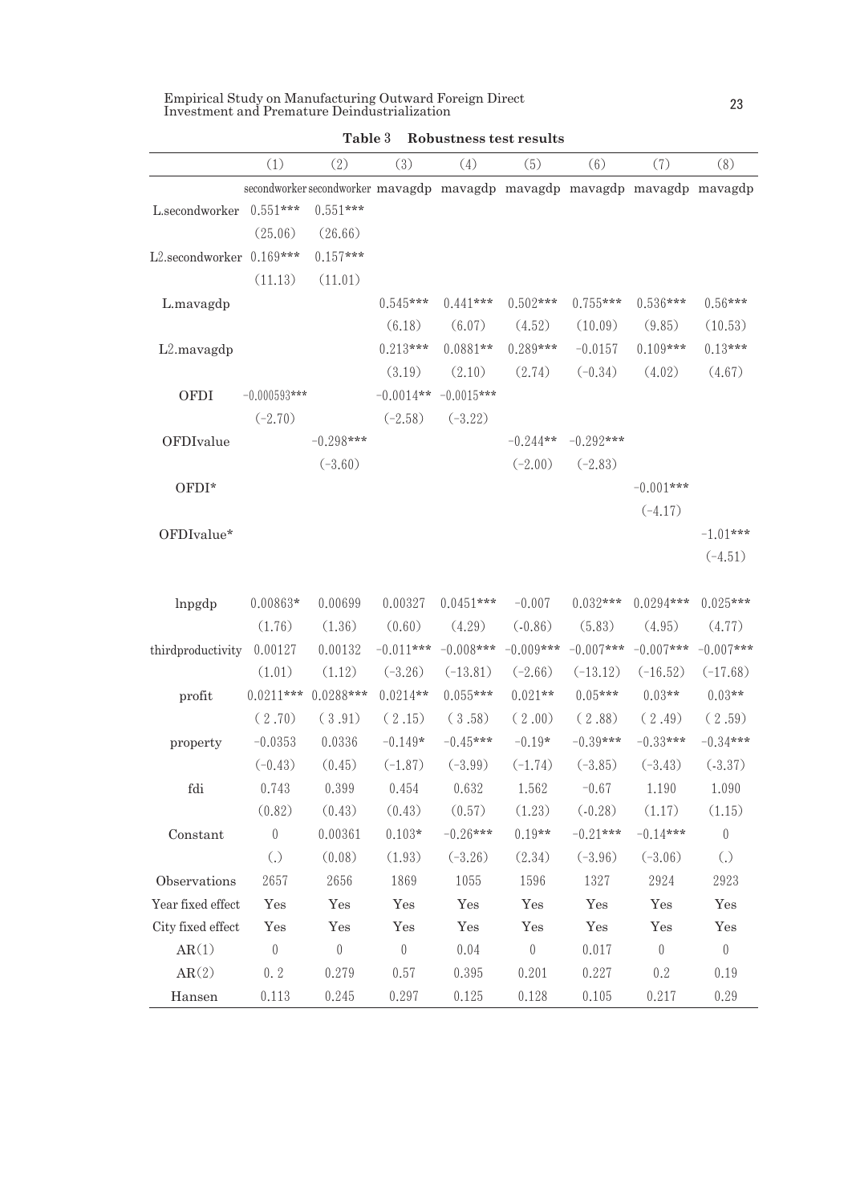**Table 3　Robustness test results**

| | (1) | (2) | (3) | (4) | (5) | (6) | (7) | (8) |
|---|---|---|---|---|---|---|---|---|
| | secondworker | secondworker | mavagdp | mavagdp | mavagdp | mavagdp | mavagdp | mavagdp |
| L.secondworker | 0.551*** | 0.551*** | | | | | | |
| | (25.06) | (26.66) | | | | | | |
| L2.secondworker | 0.169*** | 0.157*** | | | | | | |
| | (11.13) | (11.01) | | | | | | |
| L.mavagdp | | | 0.545*** | 0.441*** | 0.502*** | 0.755*** | 0.536*** | 0.56*** |
| | | | (6.18) | (6.07) | (4.52) | (10.09) | (9.85) | (10.53) |
| L2.mavagdp | | | 0.213*** | 0.0881** | 0.289*** | −0.0157 | 0.109*** | 0.13*** |
| | | | (3.19) | (2.10) | (2.74) | (−0.34) | (4.02) | (4.67) |
| OFDI | −0.000593*** | | −0.0014** | −0.0015*** | | | | |
| | (−2.70) | | (−2.58) | (−3.22) | | | | |
| OFDIvalue | | −0.298*** | | | −0.244** | −0.292*** | | |
| | | (−3.60) | | | (−2.00) | (−2.83) | | |
| OFDI* | | | | | | | −0.001*** | |
| | | | | | | | (−4.17) | |
| OFDIvalue* | | | | | | | | −1.01*** |
| | | | | | | | | (−4.51) |
| lnpgdp | 0.00863* | 0.00699 | 0.00327 | 0.0451*** | −0.007 | 0.032*** | 0.0294*** | 0.025*** |
| | (1.76) | (1.36) | (0.60) | (4.29) | (-0.86) | (5.83) | (4.95) | (4.77) |
| thirdproductivity | 0.00127 | 0.00132 | −0.011*** | −0.008*** | −0.009*** | −0.007*** | −0.007*** | −0.007*** |
| | (1.01) | (1.12) | (−3.26) | (−13.81) | (−2.66) | (−13.12) | (−16.52) | (−17.68) |
| profit | 0.0211*** | 0.0288*** | 0.0214** | 0.055*** | 0.021** | 0.05*** | 0.03** | 0.03** |
| | (2.70) | (3.91) | (2.15) | (3.58) | (2.00) | (2.88) | (2.49) | (2.59) |
| property | −0.0353 | 0.0336 | −0.149* | −0.45*** | −0.19* | −0.39*** | −0.33*** | −0.34*** |
| | (−0.43) | (0.45) | (−1.87) | (−3.99) | (−1.74) | (−3.85) | (−3.43) | (-3.37) |
| fdi | 0.743 | 0.399 | 0.454 | 0.632 | 1.562 | −0.67 | 1.190 | 1.090 |
| | (0.82) | (0.43) | (0.43) | (0.57) | (1.23) | (-0.28) | (1.17) | (1.15) |
| Constant | 0 | 0.00361 | 0.103* | −0.26*** | 0.19** | −0.21*** | −0.14*** | 0 |
| | (.) | (0.08) | (1.93) | (−3.26) | (2.34) | (−3.96) | (−3.06) | (.) |
| Observations | 2657 | 2656 | 1869 | 1055 | 1596 | 1327 | 2924 | 2923 |
| Year fixed effect | Yes | Yes | Yes | Yes | Yes | Yes | Yes | Yes |
| City fixed effect | Yes | Yes | Yes | Yes | Yes | Yes | Yes | Yes |
| AR(1) | 0 | 0 | 0 | 0.04 | 0 | 0.017 | 0 | 0 |
| AR(2) | 0.2 | 0.279 | 0.57 | 0.395 | 0.201 | 0.227 | 0.2 | 0.19 |
| Hansen | 0.113 | 0.245 | 0.297 | 0.125 | 0.128 | 0.105 | 0.217 | 0.29 |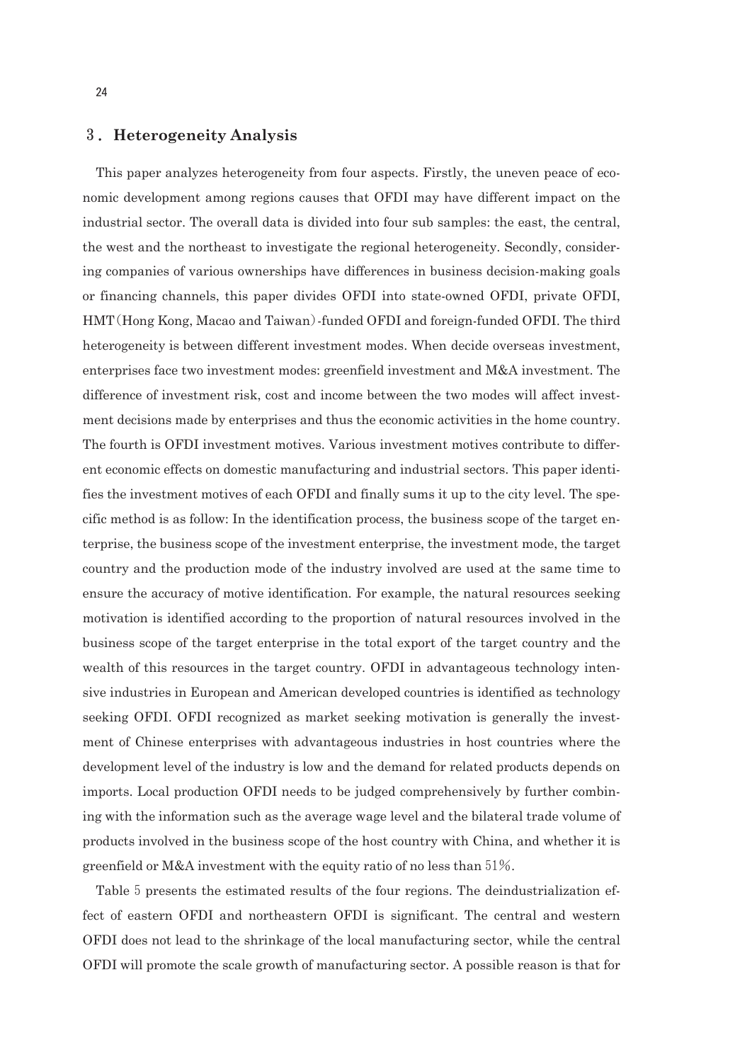## 3. Heterogeneity Analysis

This paper analyzes heterogeneity from four aspects. Firstly, the uneven peace of economic development among regions causes that OFDI may have different impact on the industrial sector. The overall data is divided into four sub samples: the east, the central, the west and the northeast to investigate the regional heterogeneity. Secondly, considering companies of various ownerships have differences in business decision-making goals or financing channels, this paper divides OFDI into state-owned OFDI, private OFDI, HMT (Hong Kong, Macao and Taiwan)-funded OFDI and foreign-funded OFDI. The third heterogeneity is between different investment modes. When decide overseas investment, enterprises face two investment modes: greenfield investment and M&A investment. The difference of investment risk, cost and income between the two modes will affect investment decisions made by enterprises and thus the economic activities in the home country. The fourth is OFDI investment motives. Various investment motives contribute to different economic effects on domestic manufacturing and industrial sectors. This paper identifies the investment motives of each OFDI and finally sums it up to the city level. The specific method is as follow: In the identification process, the business scope of the target enterprise, the business scope of the investment enterprise, the investment mode, the target country and the production mode of the industry involved are used at the same time to ensure the accuracy of motive identification. For example, the natural resources seeking motivation is identified according to the proportion of natural resources involved in the business scope of the target enterprise in the total export of the target country and the wealth of this resources in the target country. OFDI in advantageous technology intensive industries in European and American developed countries is identified as technology seeking OFDI. OFDI recognized as market seeking motivation is generally the investment of Chinese enterprises with advantageous industries in host countries where the development level of the industry is low and the demand for related products depends on imports. Local production OFDI needs to be judged comprehensively by further combining with the information such as the average wage level and the bilateral trade volume of products involved in the business scope of the host country with China, and whether it is greenfield or M&A investment with the equity ratio of no less than 51%.

Table 5 presents the estimated results of the four regions. The deindustrialization effect of eastern OFDI and northeastern OFDI is significant. The central and western OFDI does not lead to the shrinkage of the local manufacturing sector, while the central OFDI will promote the scale growth of manufacturing sector. A possible reason is that for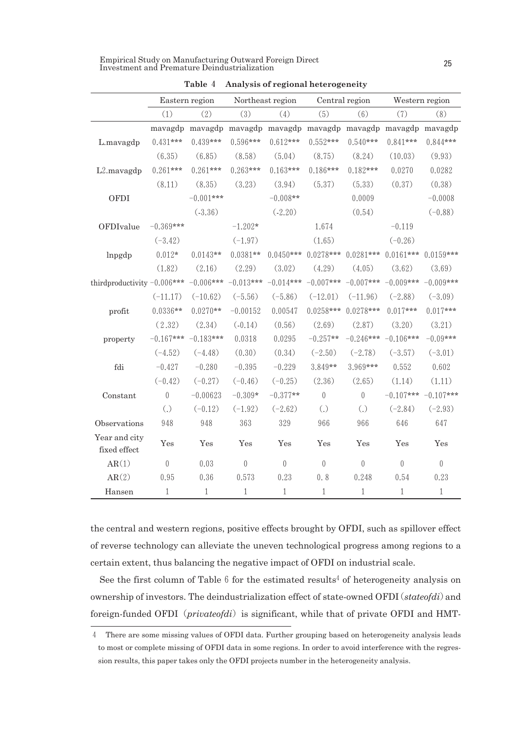**Table 4　Analysis of regional heterogeneity**

| | Eastern region | | Northeast region | | Central region | | Western region | |
|---|---|---|---|---|---|---|---|---|
| | (1) | (2) | (3) | (4) | (5) | (6) | (7) | (8) |
| | mavagdp | mavagdp | mavagdp | mavagdp | mavagdp | mavagdp | mavagdp | mavagdp |
| L.mavagdp | 0.431*** | 0.439*** | 0.596*** | 0.612*** | 0.552*** | 0.540*** | 0.841*** | 0.844*** |
| | (6.35) | (6.85) | (8.58) | (5.04) | (8.75) | (8.24) | (10.03) | (9.93) |
| L2.mavagdp | 0.261*** | 0.261*** | 0.263*** | 0.163*** | 0.186*** | 0.182*** | 0.0270 | 0.0282 |
| | (8.11) | (8.35) | (3.23) | (3.94) | (5.37) | (5.33) | (0.37) | (0.38) |
| OFDI | | −0.001*** | | −0.008** | | 0.0009 | | −0.0008 |
| | | (-3.36) | | (-2.20) | | (0.54) | | (−0.88) |
| OFDIvalue | −0.369*** | | −1.202* | | 1.674 | | −0.119 | |
| | (−3.42) | | (−1.97) | | (1.65) | | (−0.26) | |
| lnpgdp | 0.012* | 0.0143** | 0.0381** | 0.0450*** | 0.0278*** | 0.0281*** | 0.0161*** | 0.0159*** |
| | (1.82) | (2.16) | (2.29) | (3.02) | (4.29) | (4.05) | (3.62) | (3.69) |
| thirdproductivity | −0.006*** | −0.006*** | −0.013*** | −0.014*** | −0.007*** | −0.007*** | −0.009*** | −0.009*** |
| | (−11.17) | (−10.62) | (−5.56) | (−5.86) | (−12.01) | (−11.96) | (−2.88) | (−3.09) |
| profit | 0.0336** | 0.0270** | −0.00152 | 0.00547 | 0.0258*** | 0.0278*** | 0.017*** | 0.017*** |
| | (2.32) | (2.34) | (-0.14) | (0.56) | (2.69) | (2.87) | (3.20) | (3.21) |
| property | −0.167*** | −0.183*** | 0.0318 | 0.0295 | −0.257** | −0.246*** | −0.106*** | −0.09*** |
| | (−4.52) | (−4.48) | (0.30) | (0.34) | (−2.50) | (−2.78) | (−3.57) | (−3.01) |
| fdi | −0.427 | −0.280 | −0.395 | −0.229 | 3.849** | 3.969*** | 0.552 | 0.602 |
| | (−0.42) | (−0.27) | (−0.46) | (−0.25) | (2.36) | (2.65) | (1.14) | (1.11) |
| Constant | 0 | −0.00623 | −0.309* | −0.377** | 0 | 0 | −0.107*** | −0.107*** |
| | (.) | (−0.12) | (−1.92) | (−2.62) | (.) | (.) | (−2.84) | (−2.93) |
| Observations | 948 | 948 | 363 | 329 | 966 | 966 | 646 | 647 |
| Year and city fixed effect | Yes | Yes | Yes | Yes | Yes | Yes | Yes | Yes |
| AR(1) | 0 | 0.03 | 0 | 0 | 0 | 0 | 0 | 0 |
| AR(2) | 0.95 | 0.36 | 0.573 | 0.23 | 0. 8 | 0.248 | 0.54 | 0.23 |
| Hansen | 1 | 1 | 1 | 1 | 1 | 1 | 1 | 1 |

the central and western regions, positive effects brought by OFDI, such as spillover effect of reverse technology can alleviate the uneven technological progress among regions to a certain extent, thus balancing the negative impact of OFDI on industrial scale.

See the first column of Table 6 for the estimated results[4] of heterogeneity analysis on ownership of investors. The deindustrialization effect of state-owned OFDI (*stateofdi*) and foreign-funded OFDI (*privateofdi*) is significant, while that of private OFDI and HMT-

4　There are some missing values of OFDI data. Further grouping based on heterogeneity analysis leads to most or complete missing of OFDI data in some regions. In order to avoid interference with the regression results, this paper takes only the OFDI projects number in the heterogeneity analysis.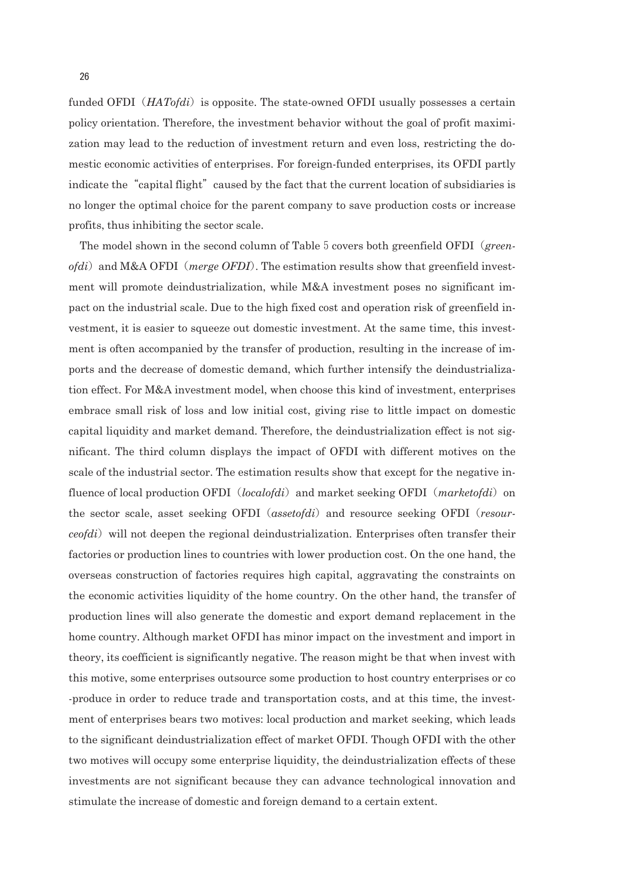funded OFDI（*HATofdi*）is opposite. The state-owned OFDI usually possesses a certain policy orientation. Therefore, the investment behavior without the goal of profit maximization may lead to the reduction of investment return and even loss, restricting the domestic economic activities of enterprises. For foreign-funded enterprises, its OFDI partly indicate the "capital flight" caused by the fact that the current location of subsidiaries is no longer the optimal choice for the parent company to save production costs or increase profits, thus inhibiting the sector scale.

The model shown in the second column of Table 5 covers both greenfield OFDI（*greenofdi*）and M&A OFDI（*merge OFDI*）. The estimation results show that greenfield investment will promote deindustrialization, while M&A investment poses no significant impact on the industrial scale. Due to the high fixed cost and operation risk of greenfield investment, it is easier to squeeze out domestic investment. At the same time, this investment is often accompanied by the transfer of production, resulting in the increase of imports and the decrease of domestic demand, which further intensify the deindustrialization effect. For M&A investment model, when choose this kind of investment, enterprises embrace small risk of loss and low initial cost, giving rise to little impact on domestic capital liquidity and market demand. Therefore, the deindustrialization effect is not significant. The third column displays the impact of OFDI with different motives on the scale of the industrial sector. The estimation results show that except for the negative influence of local production OFDI（*localofdi*）and market seeking OFDI（*marketofdi*）on the sector scale, asset seeking OFDI（*assetofdi*）and resource seeking OFDI（*resourceofdi*）will not deepen the regional deindustrialization. Enterprises often transfer their factories or production lines to countries with lower production cost. On the one hand, the overseas construction of factories requires high capital, aggravating the constraints on the economic activities liquidity of the home country. On the other hand, the transfer of production lines will also generate the domestic and export demand replacement in the home country. Although market OFDI has minor impact on the investment and import in theory, its coefficient is significantly negative. The reason might be that when invest with this motive, some enterprises outsource some production to host country enterprises or co-produce in order to reduce trade and transportation costs, and at this time, the investment of enterprises bears two motives: local production and market seeking, which leads to the significant deindustrialization effect of market OFDI. Though OFDI with the other two motives will occupy some enterprise liquidity, the deindustrialization effects of these investments are not significant because they can advance technological innovation and stimulate the increase of domestic and foreign demand to a certain extent.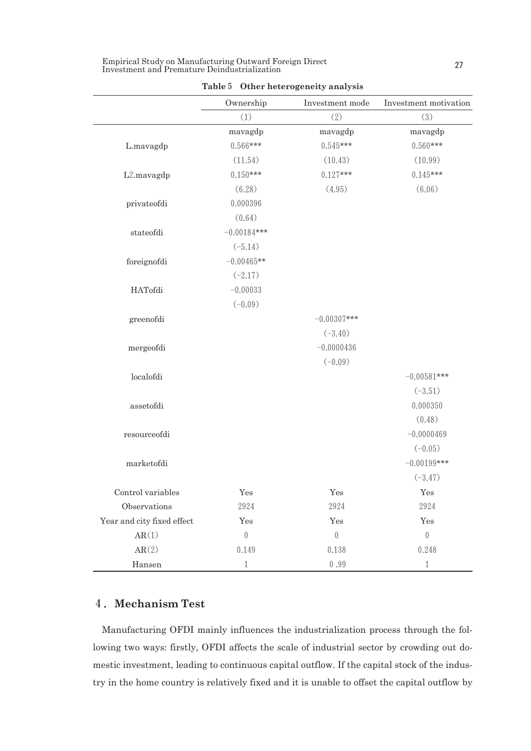**Table 5　Other heterogeneity analysis**

| | Ownership | Investment mode | Investment motivation |
|---|---|---|---|
| | (1) | (2) | (3) |
| | mavagdp | mavagdp | mavagdp |
| L.mavagdp | 0.566*** | 0.545*** | 0.560*** |
| | (11.54) | (10.43) | (10.99) |
| L2.mavagdp | 0.150*** | 0.127*** | 0.145*** |
| | (6.28) | (4.95) | (6.06) |
| privateofdi | 0.000396 | | |
| | (0.64) | | |
| stateofdi | −0.00184*** | | |
| | (−5.14) | | |
| foreignofdi | −0.00465** | | |
| | (−2.17) | | |
| HATofdi | −0.00033 | | |
| | (−0.09) | | |
| greenofdi | | −0.00307*** | |
| | | (−3.40) | |
| mergeofdi | | −0.0000436 | |
| | | (−0.09) | |
| localofdi | | | −0.00581*** |
| | | | (−3.51) |
| assetofdi | | | 0.000350 |
| | | | (0.48) |
| resourceofdi | | | −0.0000469 |
| | | | (−0.05) |
| marketofdi | | | −0.00199*** |
| | | | (−3.47) |
| Control variables | Yes | Yes | Yes |
| Observations | 2924 | 2924 | 2924 |
| Year and city fixed effect | Yes | Yes | Yes |
| AR(1) | 0 | 0 | 0 |
| AR(2) | 0.149 | 0.138 | 0.248 |
| Hansen | 1 | 0.99 | 1 |

## 4. Mechanism Test

Manufacturing OFDI mainly influences the industrialization process through the following two ways: firstly, OFDI affects the scale of industrial sector by crowding out domestic investment, leading to continuous capital outflow. If the capital stock of the industry in the home country is relatively fixed and it is unable to offset the capital outflow by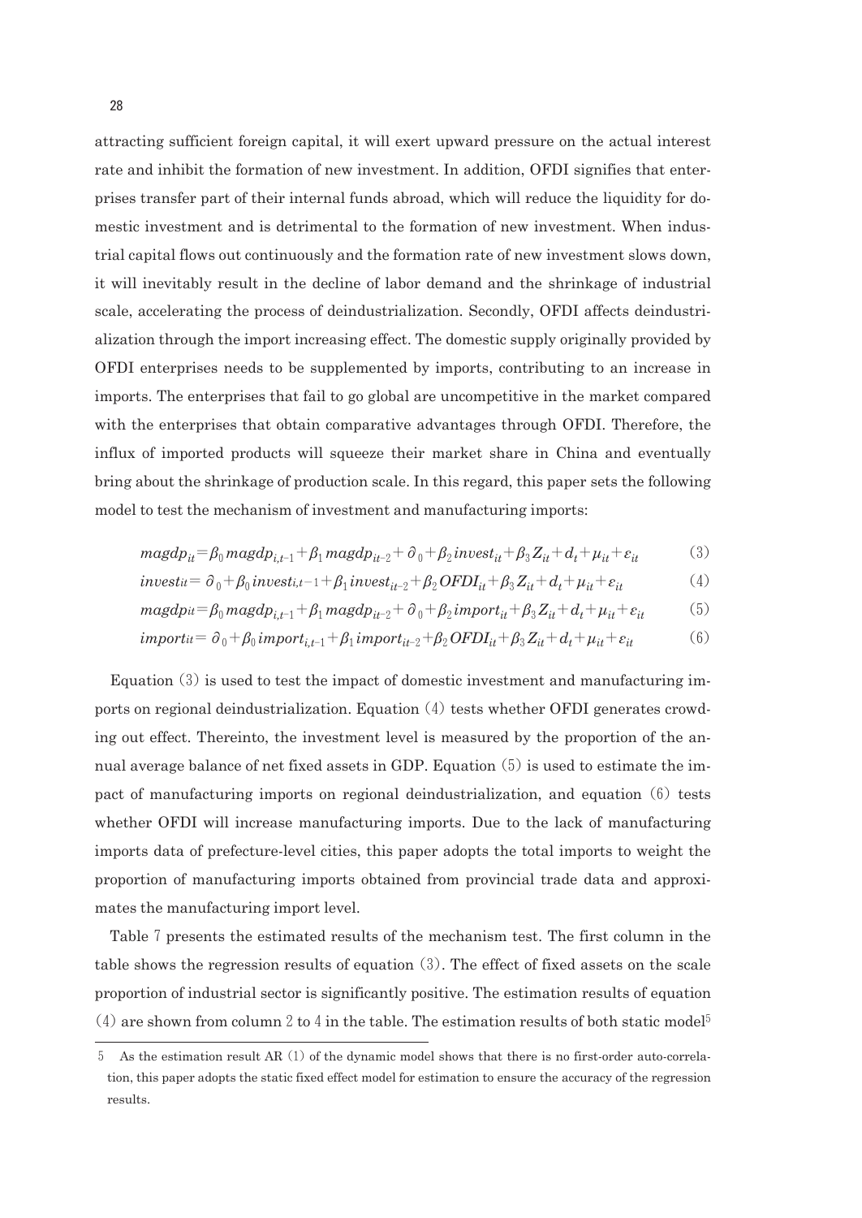attracting sufficient foreign capital, it will exert upward pressure on the actual interest rate and inhibit the formation of new investment. In addition, OFDI signifies that enterprises transfer part of their internal funds abroad, which will reduce the liquidity for domestic investment and is detrimental to the formation of new investment. When industrial capital flows out continuously and the formation rate of new investment slows down, it will inevitably result in the decline of labor demand and the shrinkage of industrial scale, accelerating the process of deindustrialization. Secondly, OFDI affects deindustrialization through the import increasing effect. The domestic supply originally provided by OFDI enterprises needs to be supplemented by imports, contributing to an increase in imports. The enterprises that fail to go global are uncompetitive in the market compared with the enterprises that obtain comparative advantages through OFDI. Therefore, the influx of imported products will squeeze their market share in China and eventually bring about the shrinkage of production scale. In this regard, this paper sets the following model to test the mechanism of investment and manufacturing imports:

$$magdp_{it}=\beta_0 magdp_{i,t-1}+\beta_1 magdp_{it-2}+\partial_0+\beta_2 invest_{it}+\beta_3 Z_{it}+d_t+\mu_{it}+\varepsilon_{it} \tag{3}$$

$$invest_{it}=\partial_0+\beta_0 invest_{i,t-1}+\beta_1 invest_{it-2}+\beta_2 OFDI_{it}+\beta_3 Z_{it}+d_t+\mu_{it}+\varepsilon_{it} \tag{4}$$

$$magdp_{it}=\beta_0 magdp_{i,t-1}+\beta_1 magdp_{it-2}+\partial_0+\beta_2 import_{it}+\beta_3 Z_{it}+d_t+\mu_{it}+\varepsilon_{it} \tag{5}$$

$$import_{it}=\partial_0+\beta_0 import_{i,t-1}+\beta_1 import_{it-2}+\beta_2 OFDI_{it}+\beta_3 Z_{it}+d_t+\mu_{it}+\varepsilon_{it} \tag{6}$$

Equation (3) is used to test the impact of domestic investment and manufacturing imports on regional deindustrialization. Equation (4) tests whether OFDI generates crowding out effect. Thereinto, the investment level is measured by the proportion of the annual average balance of net fixed assets in GDP. Equation (5) is used to estimate the impact of manufacturing imports on regional deindustrialization, and equation (6) tests whether OFDI will increase manufacturing imports. Due to the lack of manufacturing imports data of prefecture-level cities, this paper adopts the total imports to weight the proportion of manufacturing imports obtained from provincial trade data and approximates the manufacturing import level.

Table 7 presents the estimated results of the mechanism test. The first column in the table shows the regression results of equation (3). The effect of fixed assets on the scale proportion of industrial sector is significantly positive. The estimation results of equation (4) are shown from column 2 to 4 in the table. The estimation results of both static model[5]

5 As the estimation result AR (1) of the dynamic model shows that there is no first-order auto-correlation, this paper adopts the static fixed effect model for estimation to ensure the accuracy of the regression results.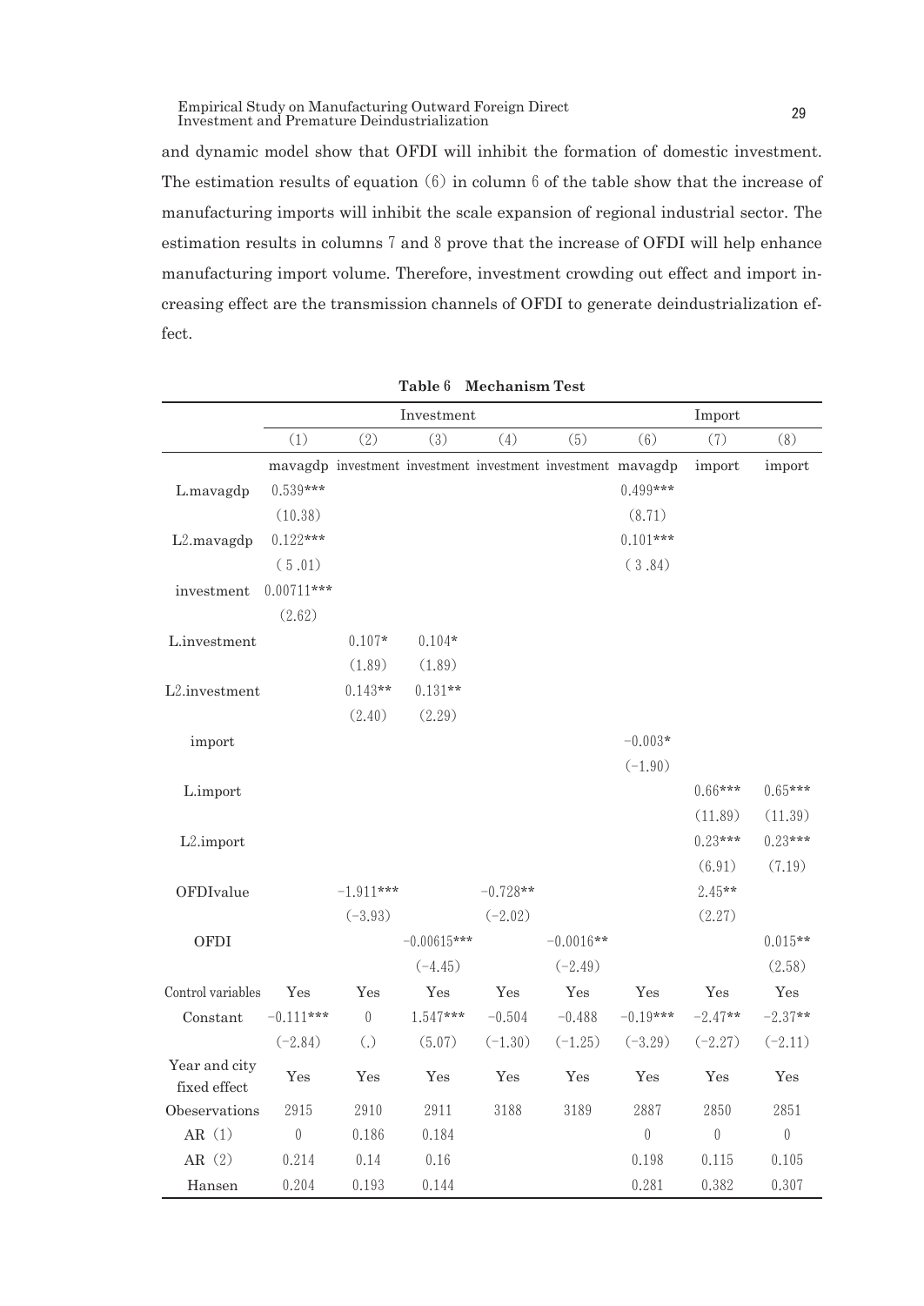and dynamic model show that OFDI will inhibit the formation of domestic investment. The estimation results of equation (6) in column 6 of the table show that the increase of manufacturing imports will inhibit the scale expansion of regional industrial sector. The estimation results in columns 7 and 8 prove that the increase of OFDI will help enhance manufacturing import volume. Therefore, investment crowding out effect and import increasing effect are the transmission channels of OFDI to generate deindustrialization effect.

**Table 6 Mechanism Test**

| | Investment | | | | | | Import | |
|---|---|---|---|---|---|---|---|---|
| | (1) | (2) | (3) | (4) | (5) | (6) | (7) | (8) |
| | mavagdp | investment | investment | investment | investment | mavagdp | import | import |
| L.mavagdp | 0.539*** | | | | | 0.499*** | | |
| | (10.38) | | | | | (8.71) | | |
| L2.mavagdp | 0.122*** | | | | | 0.101*** | | |
| | (5.01) | | | | | (3.84) | | |
| investment | 0.00711*** | | | | | | | |
| | (2.62) | | | | | | | |
| L.investment | | 0.107* | 0.104* | | | | | |
| | | (1.89) | (1.89) | | | | | |
| L2.investment | | 0.143** | 0.131** | | | | | |
| | | (2.40) | (2.29) | | | | | |
| import | | | | | | −0.003* | | |
| | | | | | | (−1.90) | | |
| L.import | | | | | | | 0.66*** | 0.65*** |
| | | | | | | | (11.89) | (11.39) |
| L2.import | | | | | | | 0.23*** | 0.23*** |
| | | | | | | | (6.91) | (7.19) |
| OFDIvalue | | −1.911*** | | −0.728** | | | 2.45** | |
| | | (−3.93) | | (−2.02) | | | (2.27) | |
| OFDI | | | −0.00615*** | | −0.0016** | | | 0.015** |
| | | | (−4.45) | | (−2.49) | | | (2.58) |
| Control variables | Yes | Yes | Yes | Yes | Yes | Yes | Yes | Yes |
| Constant | −0.111*** | 0 | 1.547*** | −0.504 | −0.488 | −0.19*** | −2.47** | −2.37** |
| | (−2.84) | (.) | (5.07) | (−1.30) | (−1.25) | (−3.29) | (−2.27) | (−2.11) |
| Year and city fixed effect | Yes | Yes | Yes | Yes | Yes | Yes | Yes | Yes |
| Obeservations | 2915 | 2910 | 2911 | 3188 | 3189 | 2887 | 2850 | 2851 |
| AR (1) | 0 | 0.186 | 0.184 | | | 0 | 0 | 0 |
| AR (2) | 0.214 | 0.14 | 0.16 | | | 0.198 | 0.115 | 0.105 |
| Hansen | 0.204 | 0.193 | 0.144 | | | 0.281 | 0.382 | 0.307 |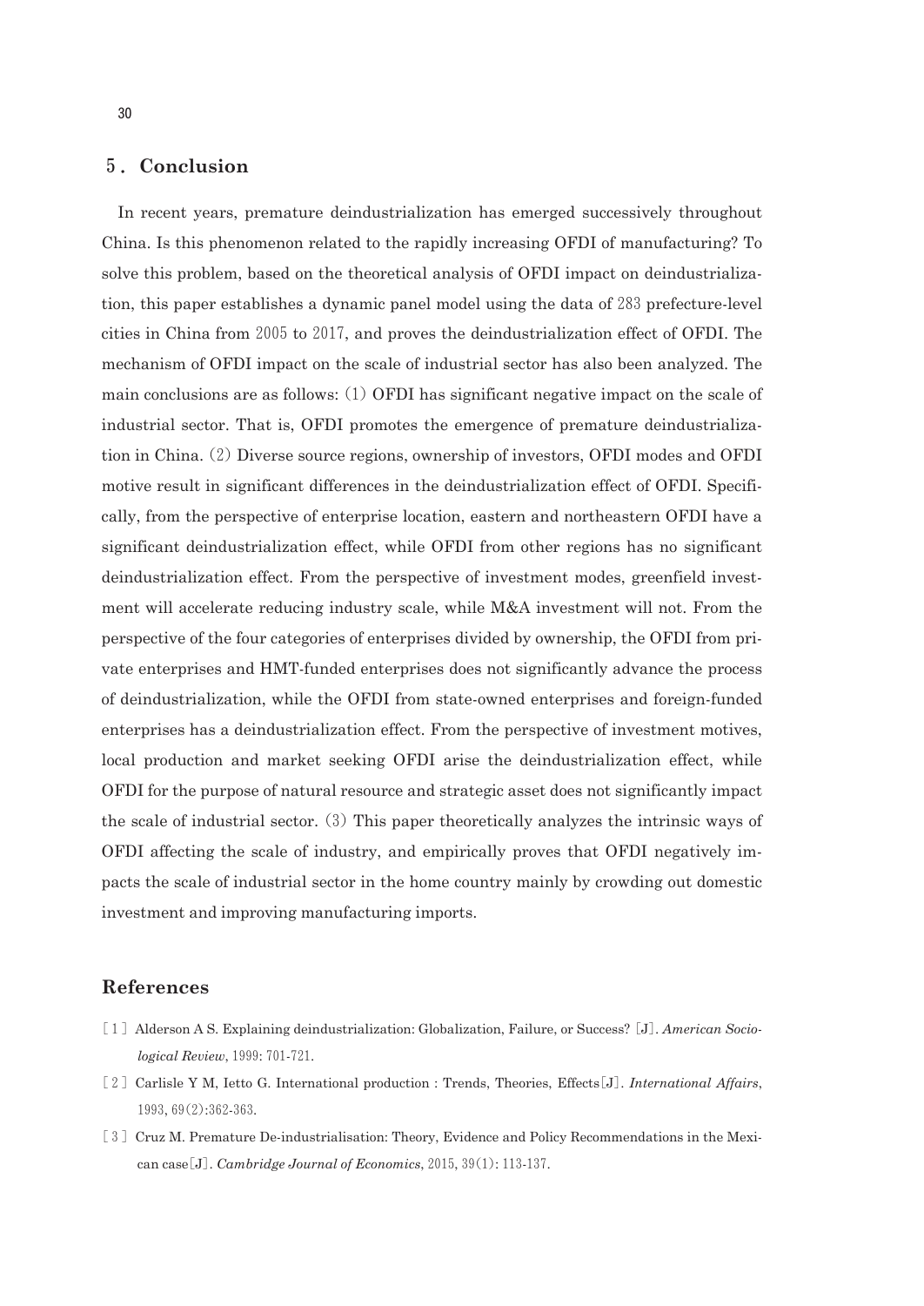## 5. Conclusion

In recent years, premature deindustrialization has emerged successively throughout China. Is this phenomenon related to the rapidly increasing OFDI of manufacturing? To solve this problem, based on the theoretical analysis of OFDI impact on deindustrialization, this paper establishes a dynamic panel model using the data of 283 prefecture-level cities in China from 2005 to 2017, and proves the deindustrialization effect of OFDI. The mechanism of OFDI impact on the scale of industrial sector has also been analyzed. The main conclusions are as follows: (1) OFDI has significant negative impact on the scale of industrial sector. That is, OFDI promotes the emergence of premature deindustrialization in China. (2) Diverse source regions, ownership of investors, OFDI modes and OFDI motive result in significant differences in the deindustrialization effect of OFDI. Specifically, from the perspective of enterprise location, eastern and northeastern OFDI have a significant deindustrialization effect, while OFDI from other regions has no significant deindustrialization effect. From the perspective of investment modes, greenfield investment will accelerate reducing industry scale, while M&A investment will not. From the perspective of the four categories of enterprises divided by ownership, the OFDI from private enterprises and HMT-funded enterprises does not significantly advance the process of deindustrialization, while the OFDI from state-owned enterprises and foreign-funded enterprises has a deindustrialization effect. From the perspective of investment motives, local production and market seeking OFDI arise the deindustrialization effect, while OFDI for the purpose of natural resource and strategic asset does not significantly impact the scale of industrial sector. (3) This paper theoretically analyzes the intrinsic ways of OFDI affecting the scale of industry, and empirically proves that OFDI negatively impacts the scale of industrial sector in the home country mainly by crowding out domestic investment and improving manufacturing imports.

## References

[1] Alderson A S. Explaining deindustrialization: Globalization, Failure, or Success? [J]. *American Sociological Review*, 1999: 701-721.

[2] Carlisle Y M, Ietto G. International production : Trends, Theories, Effects[J]. *International Affairs*, 1993, 69(2):362-363.

[3] Cruz M. Premature De-industrialisation: Theory, Evidence and Policy Recommendations in the Mexican case[J]. *Cambridge Journal of Economics*, 2015, 39(1): 113-137.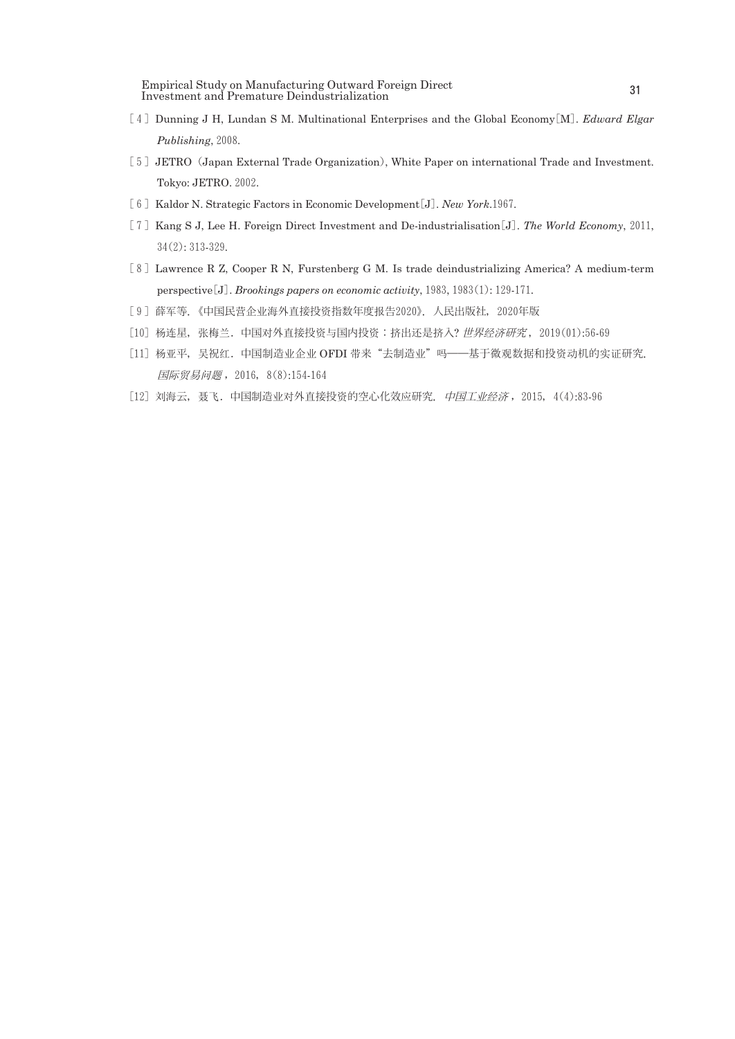[4] Dunning J H, Lundan S M. Multinational Enterprises and the Global Economy[M]. *Edward Elgar Publishing*, 2008.

[5] JETRO（Japan External Trade Organization）, White Paper on international Trade and Investment. Tokyo: JETRO. 2002.

[6] Kaldor N. Strategic Factors in Economic Development[J]. *New York*.1967.

[7] Kang S J, Lee H. Foreign Direct Investment and De-industrialisation[J]. *The World Economy*, 2011, 34(2): 313-329.

[8] Lawrence R Z, Cooper R N, Furstenberg G M. Is trade deindustrializing America? A medium-term perspective[J]. *Brookings papers on economic activity*, 1983, 1983(1): 129-171.

[9] 薛军等.《中国民营企业海外直接投资指数年度报告2020》. 人民出版社，2020年版

[10] 杨连星，张梅兰．中国对外直接投资与国内投资：挤出还是挤入? *世界经济研究*，2019(01):56-69

[11] 杨亚平，吴祝红．中国制造业企业 OFDI 带来"去制造业"吗——基于微观数据和投资动机的实证研究. *国际贸易问题*，2016，8(8):154-164

[12] 刘海云，聂飞．中国制造业对外直接投资的空心化效应研究. *中国工业经济*，2015，4(4):83-96